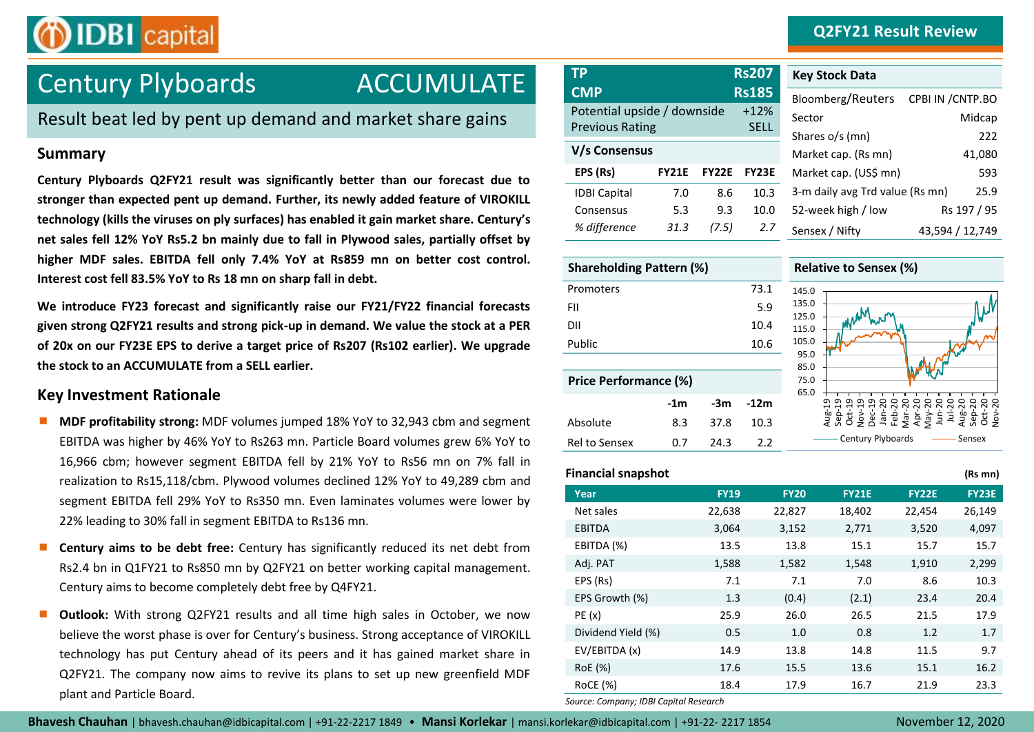# Century Plyboards ACCUMULATE

## Result beat led by pent up demand and market share gains

Q2FY21 Result Review

### Summary

**Century Plyboards Q2FY21 result was significantly better than our forecast due to stronger than expected pent up demand. Further, its newly added feature of VIROKILL technology (kills the viruses on ply surfaces) has enabled it gain market share. Century's net sales fell 12% YoY Rs5.2 bn mainly due to fall in Plywood sales, partially offset by higher MDF sales. EBITDA fell only 7.4% YoY at Rs859 mn on better cost control. Interest cost fell 83.5% YoY to Rs 18 mn on sharp fall in debt.**

**We introduce FY23 forecast and significantly raise our FY21/FY22 financial forecasts given strong Q2FY21 results and strong pick-up in demand. We value the stock at a PER of 20x on our FY23E EPS to derive a target price of Rs207 (Rs102 earlier). We upgrade the stock to an ACCUMULATE from a SELL earlier.**

### Key Investment Rationale

- **MDF profitability strong:** MDF volumes jumped 18% YoY to 32,943 cbm and segment EBITDA was higher by 46% YoY to Rs263 mn. Particle Board volumes grew 6% YoY to 16,966 cbm; however segment EBITDA fell by 21% YoY to Rs56 mn on 7% fall in realization to Rs15,118/cbm. Plywood volumes declined 12% YoY to 49,289 cbm and segment EBITDA fell 29% YoY to Rs350 mn. Even laminates volumes were lower by 22% leading to 30% fall in segment EBITDA to Rs136 mn.
- **Century aims to be debt free:** Century has significantly reduced its net debt from Rs2.4 bn in Q1FY21 to Rs850 mn by Q2FY21 on better working capital management. Century aims to become completely debt free by Q4FY21.
- **Outlook:** With strong Q2FY21 results and all time high sales in October, we now believe the worst phase is over for Century's business. Strong acceptance of VIROKILL technology has put Century ahead of its peers and it has gained market share in Q2FY21. The company now aims to revive its plans to set up new greenfield MDF plant and Particle Board.

| TP | Rs207 |
|---|---|
| CMP | Rs185 |
| Potential upside / downside | +12% |
| Previous Rating | SELL |

**V/s Consensus**

| EPS (Rs) | FY21E | FY22E | FY23E |
|---|---|---|---|
| IDBI Capital | 7.0 | 8.6 | 10.3 |
| Consensus | 5.3 | 9.3 | 10.0 |
| *% difference* | *31.3* | *(7.5)* | *2.7* |

**Key Stock Data**

| | |
|---|---|
| Bloomberg/Reuters | CPBI IN /CNTP.BO |
| Sector | Midcap |
| Shares o/s (mn) | 222 |
| Market cap. (Rs mn) | 41,080 |
| Market cap. (US$ mn) | 593 |
| 3-m daily avg Trd value (Rs mn) | 25.9 |
| 52-week high / low | Rs 197 / 95 |
| Sensex / Nifty | 43,594 / 12,749 |

**Shareholding Pattern (%)**

| | |
|---|---|
| Promoters | 73.1 |
| FII | 5.9 |
| DII | 10.4 |
| Public | 10.6 |

**Relative to Sensex (%)**

**Price Performance (%)**

| | -1m | -3m | -12m |
|---|---|---|---|
| Absolute | 8.3 | 37.8 | 10.3 |
| Rel to Sensex | 0.7 | 24.3 | 2.2 |

**Financial snapshot** (Rs mn)

| Year | FY19 | FY20 | FY21E | FY22E | FY23E |
|---|---|---|---|---|---|
| Net sales | 22,638 | 22,827 | 18,402 | 22,454 | 26,149 |
| EBITDA | 3,064 | 3,152 | 2,771 | 3,520 | 4,097 |
| EBITDA (%) | 13.5 | 13.8 | 15.1 | 15.7 | 15.7 |
| Adj. PAT | 1,588 | 1,582 | 1,548 | 1,910 | 2,299 |
| EPS (Rs) | 7.1 | 7.1 | 7.0 | 8.6 | 10.3 |
| EPS Growth (%) | 1.3 | (0.4) | (2.1) | 23.4 | 20.4 |
| PE (x) | 25.9 | 26.0 | 26.5 | 21.5 | 17.9 |
| Dividend Yield (%) | 0.5 | 1.0 | 0.8 | 1.2 | 1.7 |
| EV/EBITDA (x) | 14.9 | 13.8 | 14.8 | 11.5 | 9.7 |
| RoE (%) | 17.6 | 15.5 | 13.6 | 15.1 | 16.2 |
| RoCE (%) | 18.4 | 17.9 | 16.7 | 21.9 | 23.3 |

*Source: Company; IDBI Capital Research*

**Bhavesh Chauhan** | bhavesh.chauhan@idbicapital.com | +91-22-2217 1849 • **Mansi Korlekar** | mansi.korlekar@idbicapital.com | +91-22- 2217 1854

November 12, 2020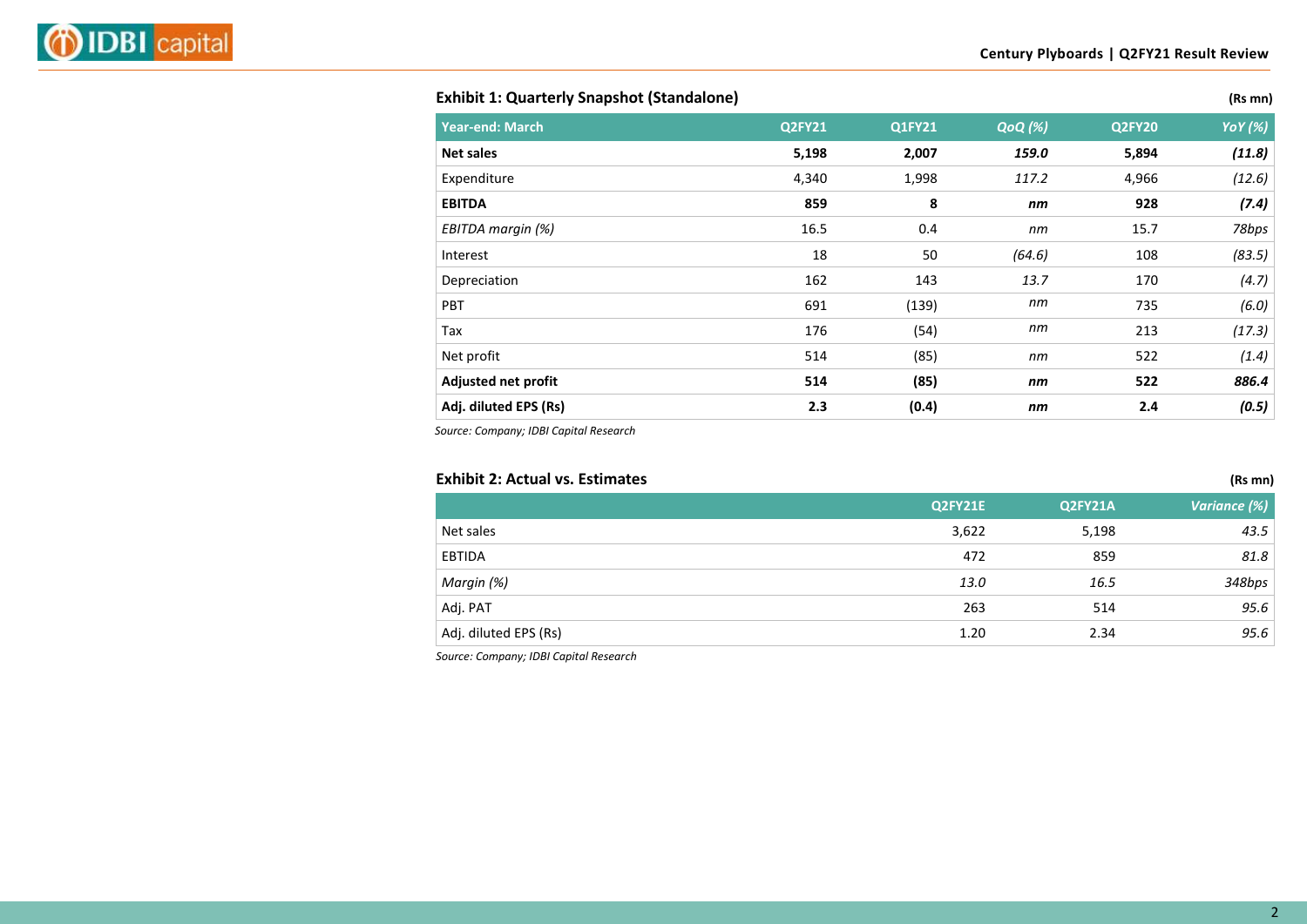**Exhibit 1: Quarterly Snapshot (Standalone)** **(Rs mn)**

| Year-end: March | Q2FY21 | Q1FY21 | *QoQ (%)* | Q2FY20 | *YoY (%)* |
|---|---|---|---|---|---|
| **Net sales** | **5,198** | **2,007** | ***159.0*** | **5,894** | ***(11.8)*** |
| Expenditure | 4,340 | 1,998 | *117.2* | 4,966 | *(12.6)* |
| **EBITDA** | **859** | **8** | ***nm*** | **928** | ***(7.4)*** |
| *EBITDA margin (%)* | 16.5 | 0.4 | *nm* | 15.7 | *78bps* |
| Interest | 18 | 50 | *(64.6)* | 108 | *(83.5)* |
| Depreciation | 162 | 143 | *13.7* | 170 | *(4.7)* |
| PBT | 691 | (139) | *nm* | 735 | *(6.0)* |
| Tax | 176 | (54) | *nm* | 213 | *(17.3)* |
| Net profit | 514 | (85) | *nm* | 522 | *(1.4)* |
| **Adjusted net profit** | **514** | **(85)** | ***nm*** | **522** | ***886.4*** |
| **Adj. diluted EPS (Rs)** | **2.3** | **(0.4)** | ***nm*** | **2.4** | ***(0.5)*** |

*Source: Company; IDBI Capital Research*

**Exhibit 2: Actual vs. Estimates** **(Rs mn)**

| | Q2FY21E | Q2FY21A | *Variance (%)* |
|---|---|---|---|
| Net sales | 3,622 | 5,198 | *43.5* |
| EBTIDA | 472 | 859 | *81.8* |
| *Margin (%)* | *13.0* | *16.5* | *348bps* |
| Adj. PAT | 263 | 514 | *95.6* |
| Adj. diluted EPS (Rs) | 1.20 | 2.34 | *95.6* |

*Source: Company; IDBI Capital Research*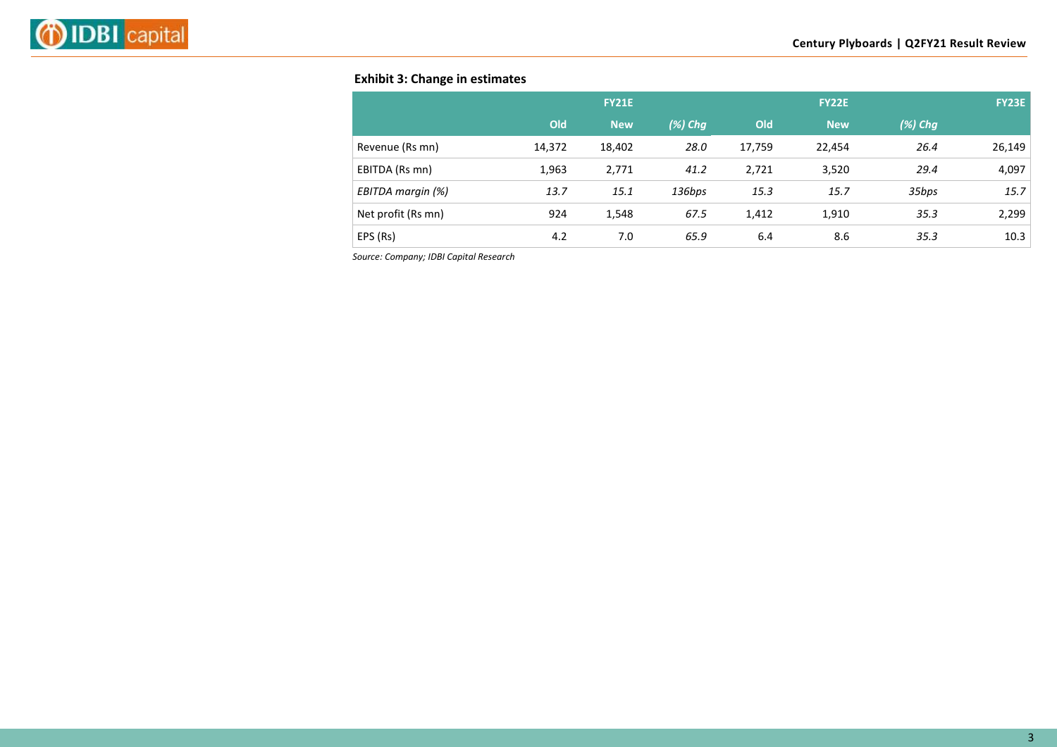**Exhibit 3: Change in estimates**

| | FY21E | | | FY22E | | | FY23E |
|---|---|---|---|---|---|---|---|
| | Old | New | *(%) Chg* | Old | New | *(%) Chg* | |
| Revenue (Rs mn) | 14,372 | 18,402 | *28.0* | 17,759 | 22,454 | *26.4* | 26,149 |
| EBITDA (Rs mn) | 1,963 | 2,771 | *41.2* | 2,721 | 3,520 | *29.4* | 4,097 |
| *EBITDA margin (%)* | *13.7* | *15.1* | *136bps* | *15.3* | *15.7* | *35bps* | *15.7* |
| Net profit (Rs mn) | 924 | 1,548 | *67.5* | 1,412 | 1,910 | *35.3* | 2,299 |
| EPS (Rs) | 4.2 | 7.0 | *65.9* | 6.4 | 8.6 | *35.3* | 10.3 |

*Source: Company; IDBI Capital Research*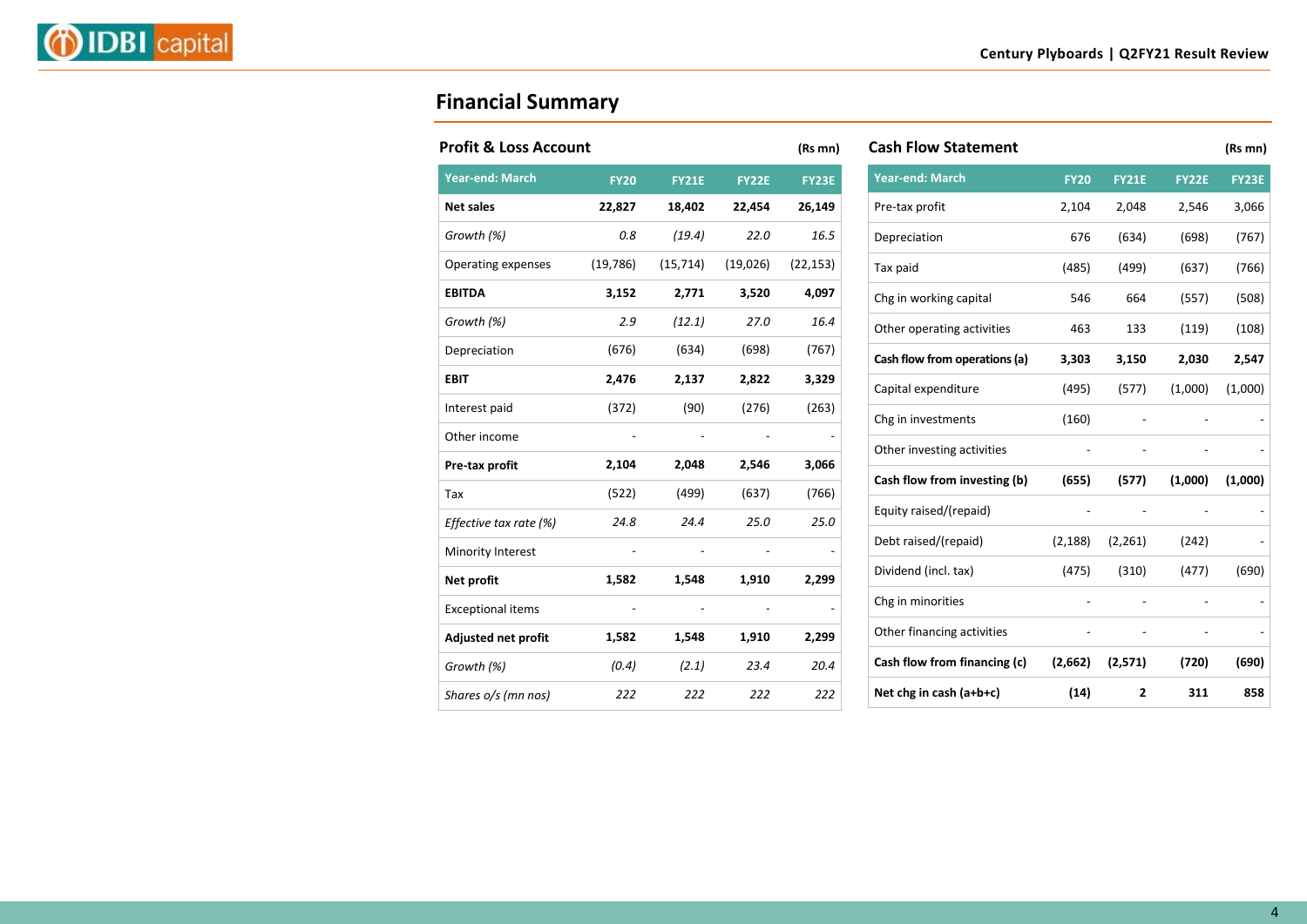## Financial Summary

### Profit & Loss Account

(Rs mn)

| Year-end: March | FY20 | FY21E | FY22E | FY23E |
|---|---|---|---|---|
| **Net sales** | **22,827** | **18,402** | **22,454** | **26,149** |
| *Growth (%)* | *0.8* | *(19.4)* | *22.0* | *16.5* |
| Operating expenses | (19,786) | (15,714) | (19,026) | (22,153) |
| **EBITDA** | **3,152** | **2,771** | **3,520** | **4,097** |
| *Growth (%)* | *2.9* | *(12.1)* | *27.0* | *16.4* |
| Depreciation | (676) | (634) | (698) | (767) |
| **EBIT** | **2,476** | **2,137** | **2,822** | **3,329** |
| Interest paid | (372) | (90) | (276) | (263) |
| Other income | - | - | - | - |
| **Pre-tax profit** | **2,104** | **2,048** | **2,546** | **3,066** |
| Tax | (522) | (499) | (637) | (766) |
| *Effective tax rate (%)* | *24.8* | *24.4* | *25.0* | *25.0* |
| Minority Interest | - | - | - | - |
| **Net profit** | **1,582** | **1,548** | **1,910** | **2,299** |
| Exceptional items | - | - | - | - |
| **Adjusted net profit** | **1,582** | **1,548** | **1,910** | **2,299** |
| *Growth (%)* | *(0.4)* | *(2.1)* | *23.4* | *20.4* |
| *Shares o/s (mn nos)* | *222* | *222* | *222* | *222* |

### Cash Flow Statement

(Rs mn)

| Year-end: March | FY20 | FY21E | FY22E | FY23E |
|---|---|---|---|---|
| Pre-tax profit | 2,104 | 2,048 | 2,546 | 3,066 |
| Depreciation | 676 | (634) | (698) | (767) |
| Tax paid | (485) | (499) | (637) | (766) |
| Chg in working capital | 546 | 664 | (557) | (508) |
| Other operating activities | 463 | 133 | (119) | (108) |
| **Cash flow from operations (a)** | **3,303** | **3,150** | **2,030** | **2,547** |
| Capital expenditure | (495) | (577) | (1,000) | (1,000) |
| Chg in investments | (160) | - | - | - |
| Other investing activities | - | - | - | - |
| **Cash flow from investing (b)** | **(655)** | **(577)** | **(1,000)** | **(1,000)** |
| Equity raised/(repaid) | - | - | - | - |
| Debt raised/(repaid) | (2,188) | (2,261) | (242) | - |
| Dividend (incl. tax) | (475) | (310) | (477) | (690) |
| Chg in minorities | - | - | - | - |
| Other financing activities | - | - | - | - |
| **Cash flow from financing (c)** | **(2,662)** | **(2,571)** | **(720)** | **(690)** |
| **Net chg in cash (a+b+c)** | **(14)** | **2** | **311** | **858** |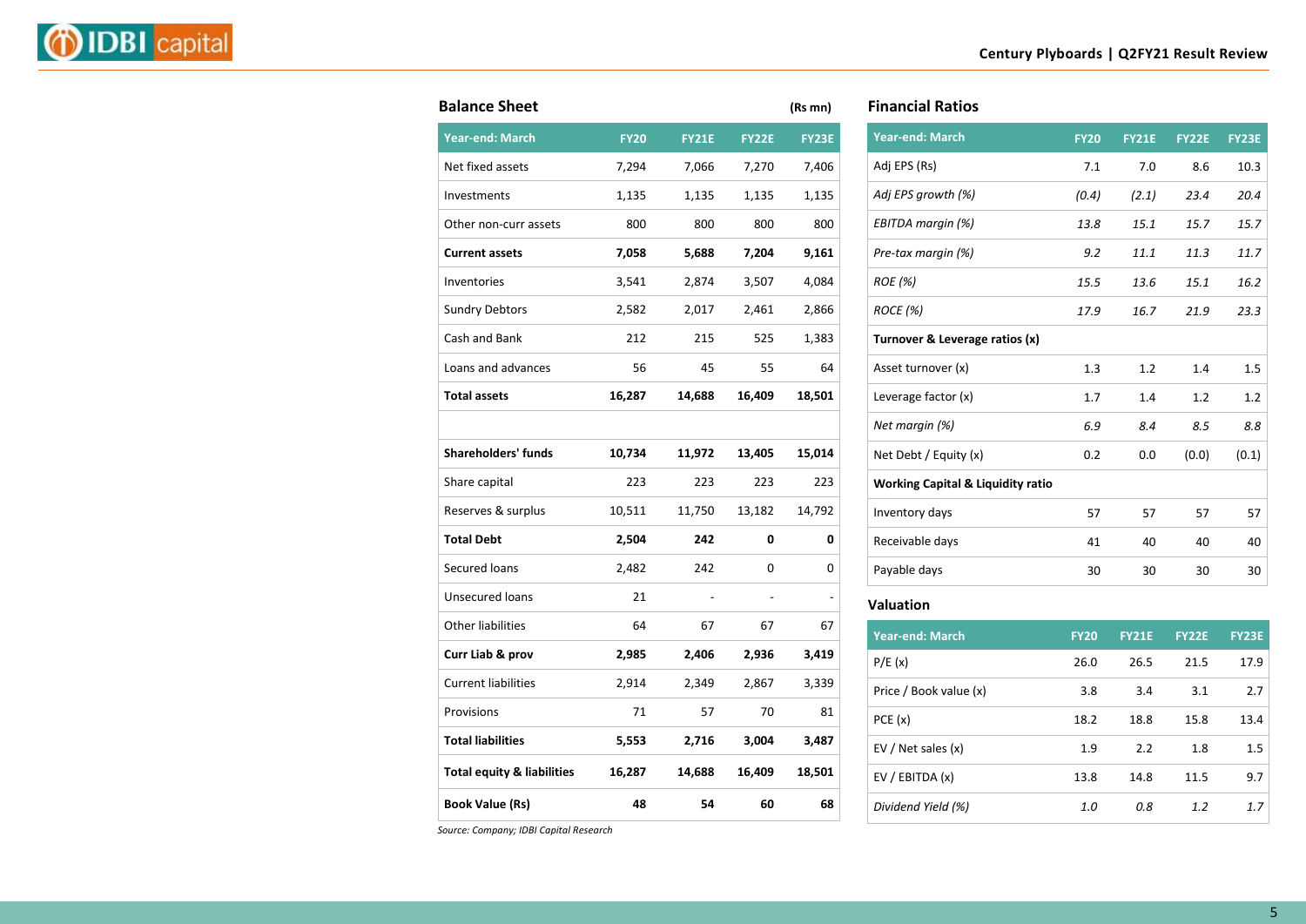## Balance Sheet

(Rs mn)

| Year-end: March | FY20 | FY21E | FY22E | FY23E |
|---|---|---|---|---|
| Net fixed assets | 7,294 | 7,066 | 7,270 | 7,406 |
| Investments | 1,135 | 1,135 | 1,135 | 1,135 |
| Other non-curr assets | 800 | 800 | 800 | 800 |
| **Current assets** | **7,058** | **5,688** | **7,204** | **9,161** |
| Inventories | 3,541 | 2,874 | 3,507 | 4,084 |
| Sundry Debtors | 2,582 | 2,017 | 2,461 | 2,866 |
| Cash and Bank | 212 | 215 | 525 | 1,383 |
| Loans and advances | 56 | 45 | 55 | 64 |
| **Total assets** | **16,287** | **14,688** | **16,409** | **18,501** |
| | | | | |
| **Shareholders' funds** | **10,734** | **11,972** | **13,405** | **15,014** |
| Share capital | 223 | 223 | 223 | 223 |
| Reserves & surplus | 10,511 | 11,750 | 13,182 | 14,792 |
| **Total Debt** | **2,504** | **242** | **0** | **0** |
| Secured loans | 2,482 | 242 | 0 | 0 |
| Unsecured loans | 21 | - | - | - |
| Other liabilities | 64 | 67 | 67 | 67 |
| **Curr Liab & prov** | **2,985** | **2,406** | **2,936** | **3,419** |
| Current liabilities | 2,914 | 2,349 | 2,867 | 3,339 |
| Provisions | 71 | 57 | 70 | 81 |
| **Total liabilities** | **5,553** | **2,716** | **3,004** | **3,487** |
| **Total equity & liabilities** | **16,287** | **14,688** | **16,409** | **18,501** |
| **Book Value (Rs)** | **48** | **54** | **60** | **68** |

*Source: Company; IDBI Capital Research*

## Financial Ratios

| Year-end: March | FY20 | FY21E | FY22E | FY23E |
|---|---|---|---|---|
| Adj EPS (Rs) | 7.1 | 7.0 | 8.6 | 10.3 |
| *Adj EPS growth (%)* | *(0.4)* | *(2.1)* | *23.4* | *20.4* |
| *EBITDA margin (%)* | *13.8* | *15.1* | *15.7* | *15.7* |
| *Pre-tax margin (%)* | *9.2* | *11.1* | *11.3* | *11.7* |
| *ROE (%)* | *15.5* | *13.6* | *15.1* | *16.2* |
| *ROCE (%)* | *17.9* | *16.7* | *21.9* | *23.3* |
| **Turnover & Leverage ratios (x)** | | | | |
| Asset turnover (x) | 1.3 | 1.2 | 1.4 | 1.5 |
| Leverage factor (x) | 1.7 | 1.4 | 1.2 | 1.2 |
| *Net margin (%)* | *6.9* | *8.4* | *8.5* | *8.8* |
| Net Debt / Equity (x) | 0.2 | 0.0 | (0.0) | (0.1) |
| **Working Capital & Liquidity ratio** | | | | |
| Inventory days | 57 | 57 | 57 | 57 |
| Receivable days | 41 | 40 | 40 | 40 |
| Payable days | 30 | 30 | 30 | 30 |

## Valuation

| Year-end: March | FY20 | FY21E | FY22E | FY23E |
|---|---|---|---|---|
| P/E (x) | 26.0 | 26.5 | 21.5 | 17.9 |
| Price / Book value (x) | 3.8 | 3.4 | 3.1 | 2.7 |
| PCE (x) | 18.2 | 18.8 | 15.8 | 13.4 |
| EV / Net sales (x) | 1.9 | 2.2 | 1.8 | 1.5 |
| EV / EBITDA (x) | 13.8 | 14.8 | 11.5 | 9.7 |
| *Dividend Yield (%)* | *1.0* | *0.8* | *1.2* | *1.7* |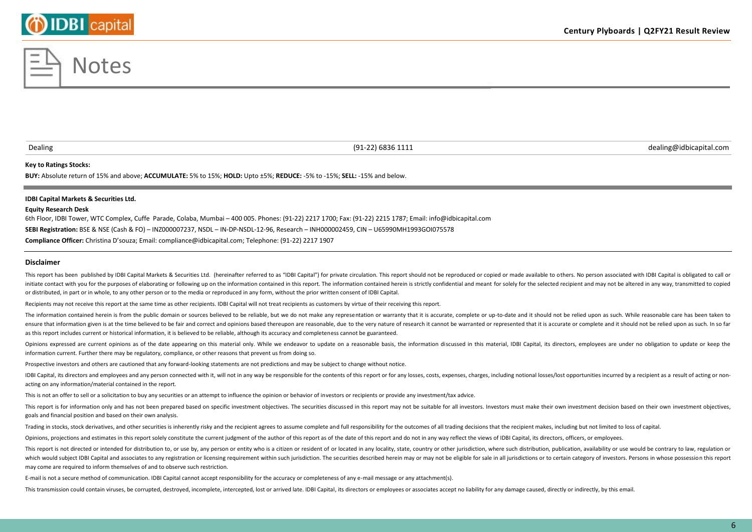# Notes

| Dealing | (91-22) 6836 1111 | dealing@idbicapital.com |
|---|---|---|

**Key to Ratings Stocks:**

**BUY:** Absolute return of 15% and above; **ACCUMULATE:** 5% to 15%; **HOLD:** Upto ±5%; **REDUCE:** -5% to -15%; **SELL:** -15% and below.

**IDBI Capital Markets & Securities Ltd.**

**Equity Research Desk**

6th Floor, IDBI Tower, WTC Complex, Cuffe Parade, Colaba, Mumbai – 400 005. Phones: (91-22) 2217 1700; Fax: (91-22) 2215 1787; Email: info@idbicapital.com

**SEBI Registration:** BSE & NSE (Cash & FO) – INZ000007237, NSDL – IN-DP-NSDL-12-96, Research – INH000002459, CIN – U65990MH1993GOI075578

**Compliance Officer:** Christina D'souza; Email: compliance@idbicapital.com; Telephone: (91-22) 2217 1907

## Disclaimer

This report has been published by IDBI Capital Markets & Securities Ltd. (hereinafter referred to as "IDBI Capital") for private circulation. This report should not be reproduced or copied or made available to others. No person associated with IDBI Capital is obligated to call or initiate contact with you for the purposes of elaborating or following up on the information contained in this report. The information contained herein is strictly confidential and meant for solely for the selected recipient and may not be altered in any way, transmitted to copied or distributed, in part or in whole, to any other person or to the media or reproduced in any form, without the prior written consent of IDBI Capital.

Recipients may not receive this report at the same time as other recipients. IDBI Capital will not treat recipients as customers by virtue of their receiving this report.

The information contained herein is from the public domain or sources believed to be reliable, but we do not make any representation or warranty that it is accurate, complete or up-to-date and it should not be relied upon as such. While reasonable care has been taken to ensure that information given is at the time believed to be fair and correct and opinions based thereupon are reasonable, due to the very nature of research it cannot be warranted or represented that it is accurate or complete and it should not be relied upon as such. In so far as this report includes current or historical information, it is believed to be reliable, although its accuracy and completeness cannot be guaranteed.

Opinions expressed are current opinions as of the date appearing on this material only. While we endeavor to update on a reasonable basis, the information discussed in this material, IDBI Capital, its directors, employees are under no obligation to update or keep the information current. Further there may be regulatory, compliance, or other reasons that prevent us from doing so.

Prospective investors and others are cautioned that any forward-looking statements are not predictions and may be subject to change without notice.

IDBI Capital, its directors and employees and any person connected with it, will not in any way be responsible for the contents of this report or for any losses, costs, expenses, charges, including notional losses/lost opportunities incurred by a recipient as a result of acting or non-acting on any information/material contained in the report.

This is not an offer to sell or a solicitation to buy any securities or an attempt to influence the opinion or behavior of investors or recipients or provide any investment/tax advice.

This report is for information only and has not been prepared based on specific investment objectives. The securities discussed in this report may not be suitable for all investors. Investors must make their own investment decision based on their own investment objectives, goals and financial position and based on their own analysis.

Trading in stocks, stock derivatives, and other securities is inherently risky and the recipient agrees to assume complete and full responsibility for the outcomes of all trading decisions that the recipient makes, including but not limited to loss of capital.

Opinions, projections and estimates in this report solely constitute the current judgment of the author of this report as of the date of this report and do not in any way reflect the views of IDBI Capital, its directors, officers, or employees.

This report is not directed or intended for distribution to, or use by, any person or entity who is a citizen or resident of or located in any locality, state, country or other jurisdiction, where such distribution, publication, availability or use would be contrary to law, regulation or which would subject IDBI Capital and associates to any registration or licensing requirement within such jurisdiction. The securities described herein may or may not be eligible for sale in all jurisdictions or to certain category of investors. Persons in whose possession this report may come are required to inform themselves of and to observe such restriction.

E-mail is not a secure method of communication. IDBI Capital cannot accept responsibility for the accuracy or completeness of any e-mail message or any attachment(s).

This transmission could contain viruses, be corrupted, destroyed, incomplete, intercepted, lost or arrived late. IDBI Capital, its directors or employees or associates accept no liability for any damage caused, directly or indirectly, by this email.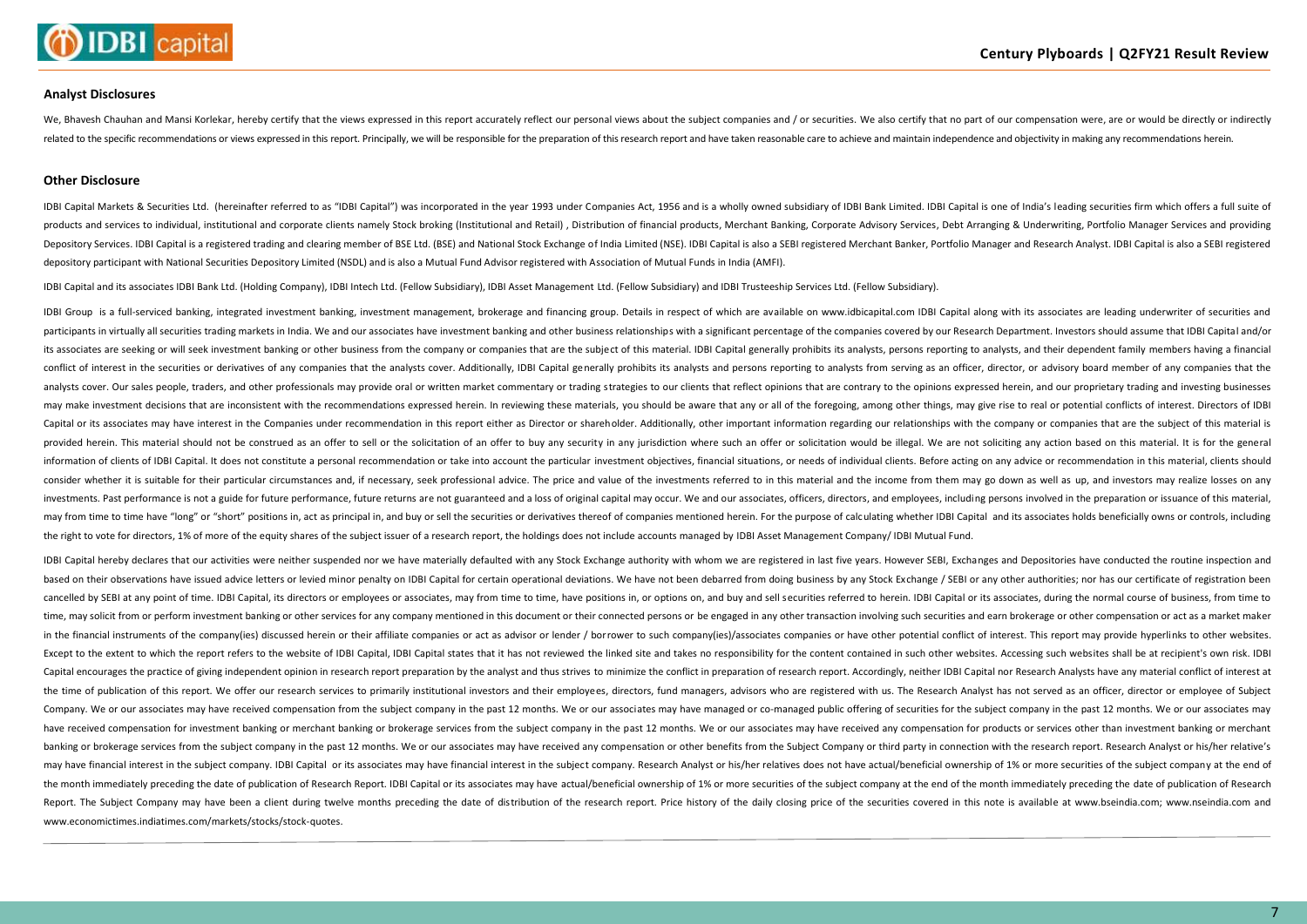## Analyst Disclosures

We, Bhavesh Chauhan and Mansi Korlekar, hereby certify that the views expressed in this report accurately reflect our personal views about the subject companies and / or securities. We also certify that no part of our compensation were, are or would be directly or indirectly related to the specific recommendations or views expressed in this report. Principally, we will be responsible for the preparation of this research report and have taken reasonable care to achieve and maintain independence and objectivity in making any recommendations herein.

## Other Disclosure

IDBI Capital Markets & Securities Ltd. (hereinafter referred to as "IDBI Capital") was incorporated in the year 1993 under Companies Act, 1956 and is a wholly owned subsidiary of IDBI Bank Limited. IDBI Capital is one of India's leading securities firm which offers a full suite of products and services to individual, institutional and corporate clients namely Stock broking (Institutional and Retail) , Distribution of financial products, Merchant Banking, Corporate Advisory Services, Debt Arranging & Underwriting, Portfolio Manager Services and providing Depository Services. IDBI Capital is a registered trading and clearing member of BSE Ltd. (BSE) and National Stock Exchange of India Limited (NSE). IDBI Capital is also a SEBI registered Merchant Banker, Portfolio Manager and Research Analyst. IDBI Capital is also a SEBI registered depository participant with National Securities Depository Limited (NSDL) and is also a Mutual Fund Advisor registered with Association of Mutual Funds in India (AMFI).

IDBI Capital and its associates IDBI Bank Ltd. (Holding Company), IDBI Intech Ltd. (Fellow Subsidiary), IDBI Asset Management Ltd. (Fellow Subsidiary) and IDBI Trusteeship Services Ltd. (Fellow Subsidiary).

IDBI Group is a full-serviced banking, integrated investment banking, investment management, brokerage and financing group. Details in respect of which are available on www.idbicapital.com IDBI Capital along with its associates are leading underwriter of securities and participants in virtually all securities trading markets in India. We and our associates have investment banking and other business relationships with a significant percentage of the companies covered by our Research Department. Investors should assume that IDBI Capital and/or its associates are seeking or will seek investment banking or other business from the company or companies that are the subject of this material. IDBI Capital generally prohibits its analysts, persons reporting to analysts, and their dependent family members having a financial conflict of interest in the securities or derivatives of any companies that the analysts cover. Additionally, IDBI Capital generally prohibits its analysts and persons reporting to analysts from serving as an officer, director, or advisory board member of any companies that the analysts cover. Our sales people, traders, and other professionals may provide oral or written market commentary or trading strategies to our clients that reflect opinions that are contrary to the opinions expressed herein, and our proprietary trading and investing businesses may make investment decisions that are inconsistent with the recommendations expressed herein. In reviewing these materials, you should be aware that any or all of the foregoing, among other things, may give rise to real or potential conflicts of interest. Directors of IDBI Capital or its associates may have interest in the Companies under recommendation in this report either as Director or shareholder. Additionally, other important information regarding our relationships with the company or companies that are the subject of this material is provided herein. This material should not be construed as an offer to sell or the solicitation of an offer to buy any security in any jurisdiction where such an offer or solicitation would be illegal. We are not soliciting any action based on this material. It is for the general information of clients of IDBI Capital. It does not constitute a personal recommendation or take into account the particular investment objectives, financial situations, or needs of individual clients. Before acting on any advice or recommendation in this material, clients should consider whether it is suitable for their particular circumstances and, if necessary, seek professional advice. The price and value of the investments referred to in this material and the income from them may go down as well as up, and investors may realize losses on any investments. Past performance is not a guide for future performance, future returns are not guaranteed and a loss of original capital may occur. We and our associates, officers, directors, and employees, including persons involved in the preparation or issuance of this material, may from time to time have "long" or "short" positions in, act as principal in, and buy or sell the securities or derivatives thereof of companies mentioned herein. For the purpose of calculating whether IDBI Capital and its associates holds beneficially owns or controls, including the right to vote for directors, 1% of more of the equity shares of the subject issuer of a research report, the holdings does not include accounts managed by IDBI Asset Management Company/ IDBI Mutual Fund.

IDBI Capital hereby declares that our activities were neither suspended nor we have materially defaulted with any Stock Exchange authority with whom we are registered in last five years. However SEBI, Exchanges and Depositories have conducted the routine inspection and based on their observations have issued advice letters or levied minor penalty on IDBI Capital for certain operational deviations. We have not been debarred from doing business by any Stock Exchange / SEBI or any other authorities; nor has our certificate of registration been cancelled by SEBI at any point of time. IDBI Capital, its directors or employees or associates, may from time to time, have positions in, or options on, and buy and sell securities referred to herein. IDBI Capital or its associates, during the normal course of business, from time to time, may solicit from or perform investment banking or other services for any company mentioned in this document or their connected persons or be engaged in any other transaction involving such securities and earn brokerage or other compensation or act as a market maker in the financial instruments of the company(ies) discussed herein or their affiliate companies or act as advisor or lender / borrower to such company(ies)/associates companies or have other potential conflict of interest. This report may provide hyperlinks to other websites. Except to the extent to which the report refers to the website of IDBI Capital, IDBI Capital states that it has not reviewed the linked site and takes no responsibility for the content contained in such other websites. Accessing such websites shall be at recipient's own risk. IDBI Capital encourages the practice of giving independent opinion in research report preparation by the analyst and thus strives to minimize the conflict in preparation of research report. Accordingly, neither IDBI Capital nor Research Analysts have any material conflict of interest at the time of publication of this report. We offer our research services to primarily institutional investors and their employees, directors, fund managers, advisors who are registered with us. The Research Analyst has not served as an officer, director or employee of Subject Company. We or our associates may have received compensation from the subject company in the past 12 months. We or our associates may have managed or co-managed public offering of securities for the subject company in the past 12 months. We or our associates may have received compensation for investment banking or merchant banking or brokerage services from the subject company in the past 12 months. We or our associates may have received any compensation for products or services other than investment banking or merchant banking or brokerage services from the subject company in the past 12 months. We or our associates may have received any compensation or other benefits from the Subject Company or third party in connection with the research report. Research Analyst or his/her relative's may have financial interest in the subject company. IDBI Capital or its associates may have financial interest in the subject company. Research Analyst or his/her relatives does not have actual/beneficial ownership of 1% or more securities of the subject company at the end of the month immediately preceding the date of publication of Research Report. IDBI Capital or its associates may have actual/beneficial ownership of 1% or more securities of the subject company at the end of the month immediately preceding the date of publication of Research Report. The Subject Company may have been a client during twelve months preceding the date of distribution of the research report. Price history of the daily closing price of the securities covered in this note is available at www.bseindia.com; www.nseindia.com and www.economictimes.indiatimes.com/markets/stocks/stock-quotes.